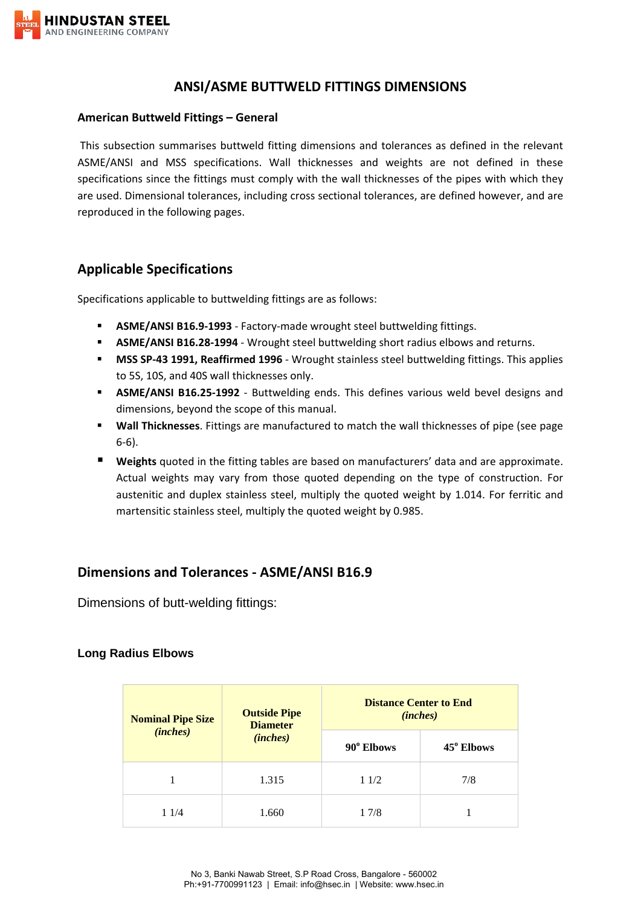# ANSI/ASME BUTTWELD FITTINGS DIMENSIONS

### American Buttweld Fittings – General

This subsection summarises buttweld fitting dimensions and tolerances as defined in the relevant ASME/ANSI and MSS specifications. Wall thicknesses and weights are not defined in these specifications since the fittings must comply with the wall thicknesses of the pipes with which they are used. Dimensional tolerances, including cross sectional tolerances, are defined however, and are reproduced in the following pages.

## Applicable Specifications

Specifications applicable to buttwelding fittings are as follows:

- **ASME/ANSI B16.9-1993** - Factory-made wrought steel buttwelding fittings.
- **ASME/ANSI B16.28-1994** - Wrought steel buttwelding short radius elbows and returns.
- **MSS SP-43 1991, Reaffirmed 1996** - Wrought stainless steel buttwelding fittings. This applies to 5S, 10S, and 40S wall thicknesses only.
- **ASME/ANSI B16.25-1992** - Buttwelding ends. This defines various weld bevel designs and dimensions, beyond the scope of this manual.
- **Wall Thicknesses**. Fittings are manufactured to match the wall thicknesses of pipe (see page 6-6).
- **Weights** quoted in the fitting tables are based on manufacturers' data and are approximate. Actual weights may vary from those quoted depending on the type of construction. For austenitic and duplex stainless steel, multiply the quoted weight by 1.014. For ferritic and martensitic stainless steel, multiply the quoted weight by 0.985.

## Dimensions and Tolerances - ASME/ANSI B16.9

Dimensions of butt-welding fittings:

### Long Radius Elbows

| **Nominal Pipe Size** *(inches)* | **Outside Pipe Diameter** *(inches)* | **Distance Center to End** *(inches)* | |
|---|---|---|---|
| | | **90° Elbows** | **45° Elbows** |
| 1 | 1.315 | 1 1/2 | 7/8 |
| 1 1/4 | 1.660 | 1 7/8 | 1 |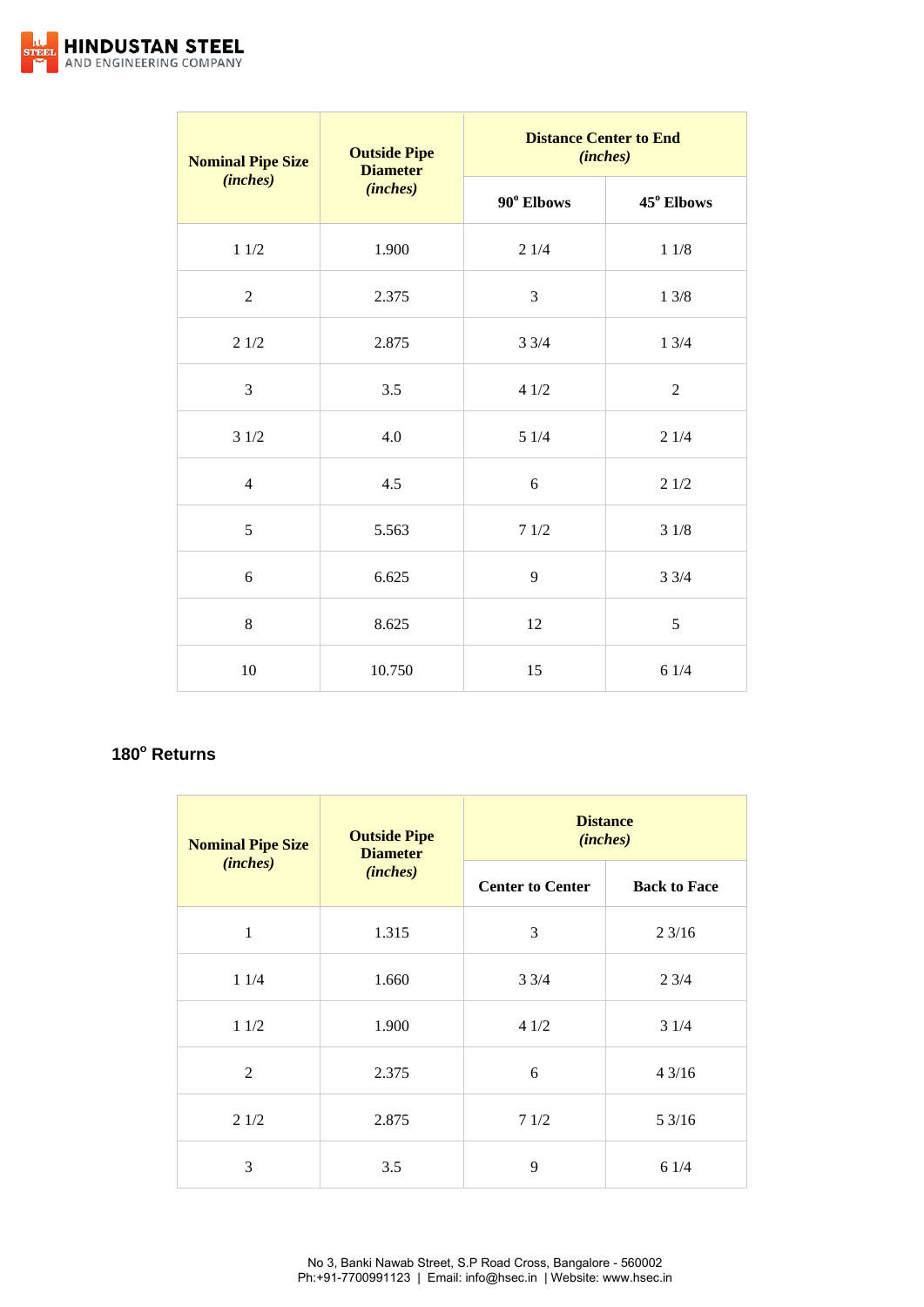| Nominal Pipe Size *(inches)* | Outside Pipe Diameter *(inches)* | Distance Center to End *(inches)* | |
|---|---|---|---|
| | | $90^o$ Elbows | $45^o$ Elbows |
| 1 1/2 | 1.900 | 2 1/4 | 1 1/8 |
| 2 | 2.375 | 3 | 1 3/8 |
| 2 1/2 | 2.875 | 3 3/4 | 1 3/4 |
| 3 | 3.5 | 4 1/2 | 2 |
| 3 1/2 | 4.0 | 5 1/4 | 2 1/4 |
| 4 | 4.5 | 6 | 2 1/2 |
| 5 | 5.563 | 7 1/2 | 3 1/8 |
| 6 | 6.625 | 9 | 3 3/4 |
| 8 | 8.625 | 12 | 5 |
| 10 | 10.750 | 15 | 6 1/4 |

## $180^o$ Returns

| Nominal Pipe Size *(inches)* | Outside Pipe Diameter *(inches)* | Distance *(inches)* | |
|---|---|---|---|
| | | Center to Center | Back to Face |
| 1 | 1.315 | 3 | 2 3/16 |
| 1 1/4 | 1.660 | 3 3/4 | 2 3/4 |
| 1 1/2 | 1.900 | 4 1/2 | 3 1/4 |
| 2 | 2.375 | 6 | 4 3/16 |
| 2 1/2 | 2.875 | 7 1/2 | 5 3/16 |
| 3 | 3.5 | 9 | 6 1/4 |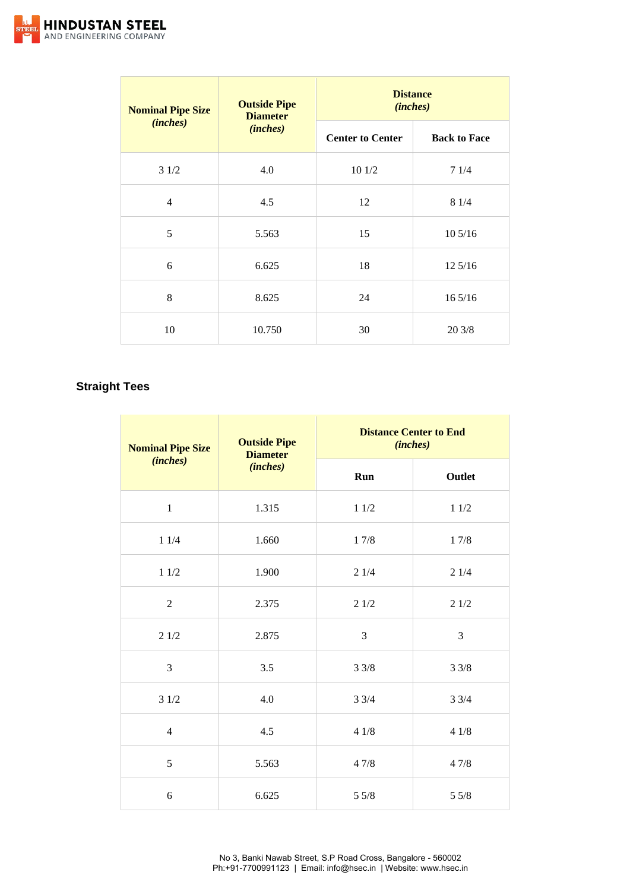| Nominal Pipe Size *(inches)* | Outside Pipe Diameter *(inches)* | Distance *(inches)* | |
|---|---|---|---|
| | | Center to Center | Back to Face |
| 3 1/2 | 4.0 | 10 1/2 | 7 1/4 |
| 4 | 4.5 | 12 | 8 1/4 |
| 5 | 5.563 | 15 | 10 5/16 |
| 6 | 6.625 | 18 | 12 5/16 |
| 8 | 8.625 | 24 | 16 5/16 |
| 10 | 10.750 | 30 | 20 3/8 |

## Straight Tees

| Nominal Pipe Size *(inches)* | Outside Pipe Diameter *(inches)* | Distance Center to End *(inches)* | |
|---|---|---|---|
| | | Run | Outlet |
| 1 | 1.315 | 1 1/2 | 1 1/2 |
| 1 1/4 | 1.660 | 1 7/8 | 1 7/8 |
| 1 1/2 | 1.900 | 2 1/4 | 2 1/4 |
| 2 | 2.375 | 2 1/2 | 2 1/2 |
| 2 1/2 | 2.875 | 3 | 3 |
| 3 | 3.5 | 3 3/8 | 3 3/8 |
| 3 1/2 | 4.0 | 3 3/4 | 3 3/4 |
| 4 | 4.5 | 4 1/8 | 4 1/8 |
| 5 | 5.563 | 4 7/8 | 4 7/8 |
| 6 | 6.625 | 5 5/8 | 5 5/8 |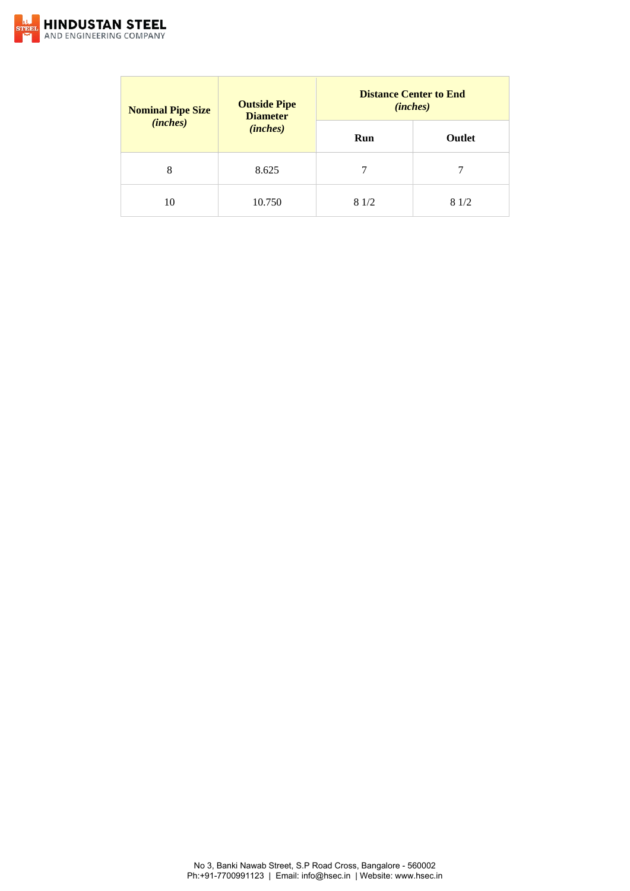| Nominal Pipe Size *(inches)* | Outside Pipe Diameter *(inches)* | Distance Center to End *(inches)* | |
|---|---|---|---|
| | | **Run** | **Outlet** |
| 8 | 8.625 | 7 | 7 |
| 10 | 10.750 | 8 1/2 | 8 1/2 |